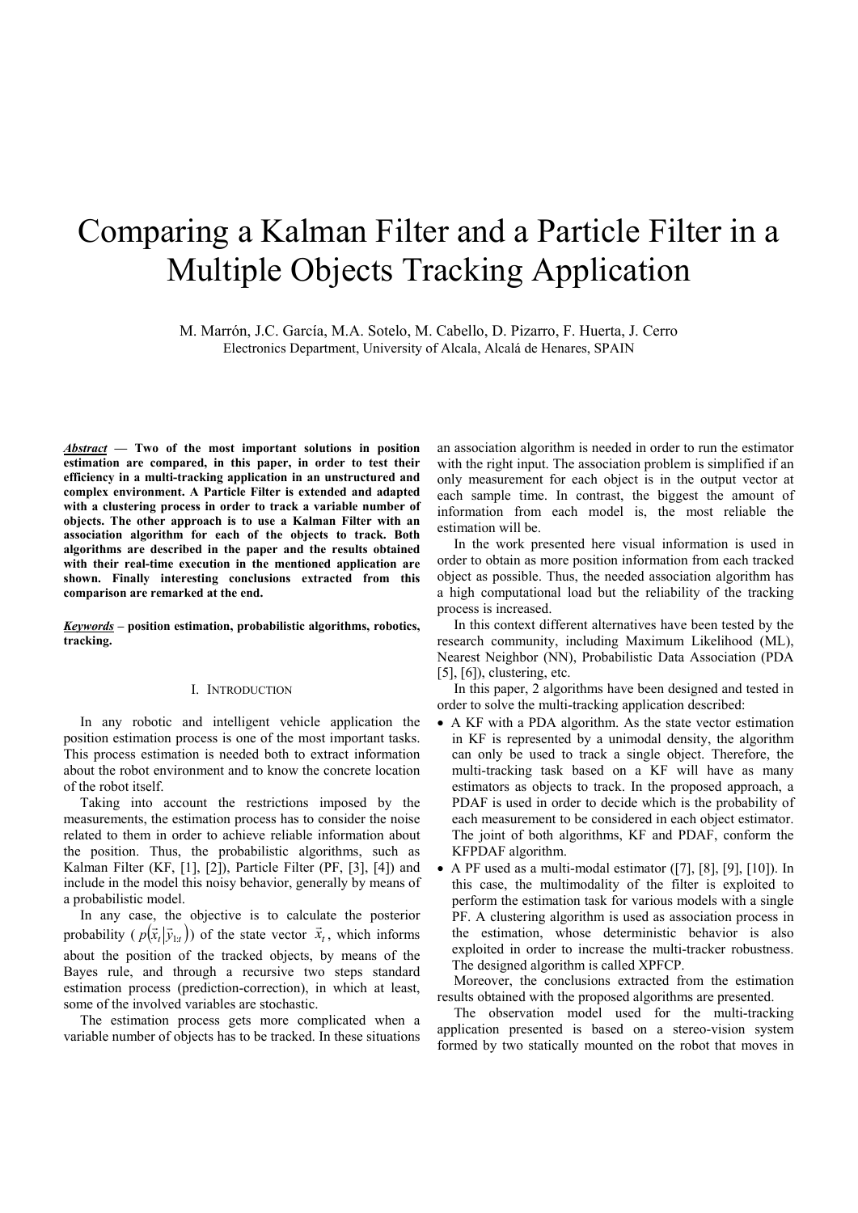# Comparing a Kalman Filter and a Particle Filter in a Multiple Objects Tracking Application

M. Marrón, J.C. García, M.A. Sotelo, M. Cabello, D. Pizarro, F. Huerta, J. Cerro
Electronics Department, University of Alcala, Alcalá de Henares, SPAIN

***Abstract*** **— Two of the most important solutions in position estimation are compared, in this paper, in order to test their efficiency in a multi-tracking application in an unstructured and complex environment. A Particle Filter is extended and adapted with a clustering process in order to track a variable number of objects. The other approach is to use a Kalman Filter with an association algorithm for each of the objects to track. Both algorithms are described in the paper and the results obtained with their real-time execution in the mentioned application are shown. Finally interesting conclusions extracted from this comparison are remarked at the end.**

***Keywords*** **– position estimation, probabilistic algorithms, robotics, tracking.**

## I. Introduction

In any robotic and intelligent vehicle application the position estimation process is one of the most important tasks. This process estimation is needed both to extract information about the robot environment and to know the concrete location of the robot itself.

Taking into account the restrictions imposed by the measurements, the estimation process has to consider the noise related to them in order to achieve reliable information about the position. Thus, the probabilistic algorithms, such as Kalman Filter (KF, [1], [2]), Particle Filter (PF, [3], [4]) and include in the model this noisy behavior, generally by means of a probabilistic model.

In any case, the objective is to calculate the posterior probability ( $p(\vec{x}_t|\vec{y}_{1:t})$) of the state vector $\vec{x}_t$, which informs about the position of the tracked objects, by means of the Bayes rule, and through a recursive two steps standard estimation process (prediction-correction), in which at least, some of the involved variables are stochastic.

The estimation process gets more complicated when a variable number of objects has to be tracked. In these situations an association algorithm is needed in order to run the estimator with the right input. The association problem is simplified if an only measurement for each object is in the output vector at each sample time. In contrast, the biggest the amount of information from each model is, the most reliable the estimation will be.

In the work presented here visual information is used in order to obtain as more position information from each tracked object as possible. Thus, the needed association algorithm has a high computational load but the reliability of the tracking process is increased.

In this context different alternatives have been tested by the research community, including Maximum Likelihood (ML), Nearest Neighbor (NN), Probabilistic Data Association (PDA [5], [6]), clustering, etc.

In this paper, 2 algorithms have been designed and tested in order to solve the multi-tracking application described:

- A KF with a PDA algorithm. As the state vector estimation in KF is represented by a unimodal density, the algorithm can only be used to track a single object. Therefore, the multi-tracking task based on a KF will have as many estimators as objects to track. In the proposed approach, a PDAF is used in order to decide which is the probability of each measurement to be considered in each object estimator. The joint of both algorithms, KF and PDAF, conform the KFPDAF algorithm.
- A PF used as a multi-modal estimator ([7], [8], [9], [10]). In this case, the multimodality of the filter is exploited to perform the estimation task for various models with a single PF. A clustering algorithm is used as association process in the estimation, whose deterministic behavior is also exploited in order to increase the multi-tracker robustness. The designed algorithm is called XPFCP.

Moreover, the conclusions extracted from the estimation results obtained with the proposed algorithms are presented.

The observation model used for the multi-tracking application presented is based on a stereo-vision system formed by two statically mounted on the robot that moves in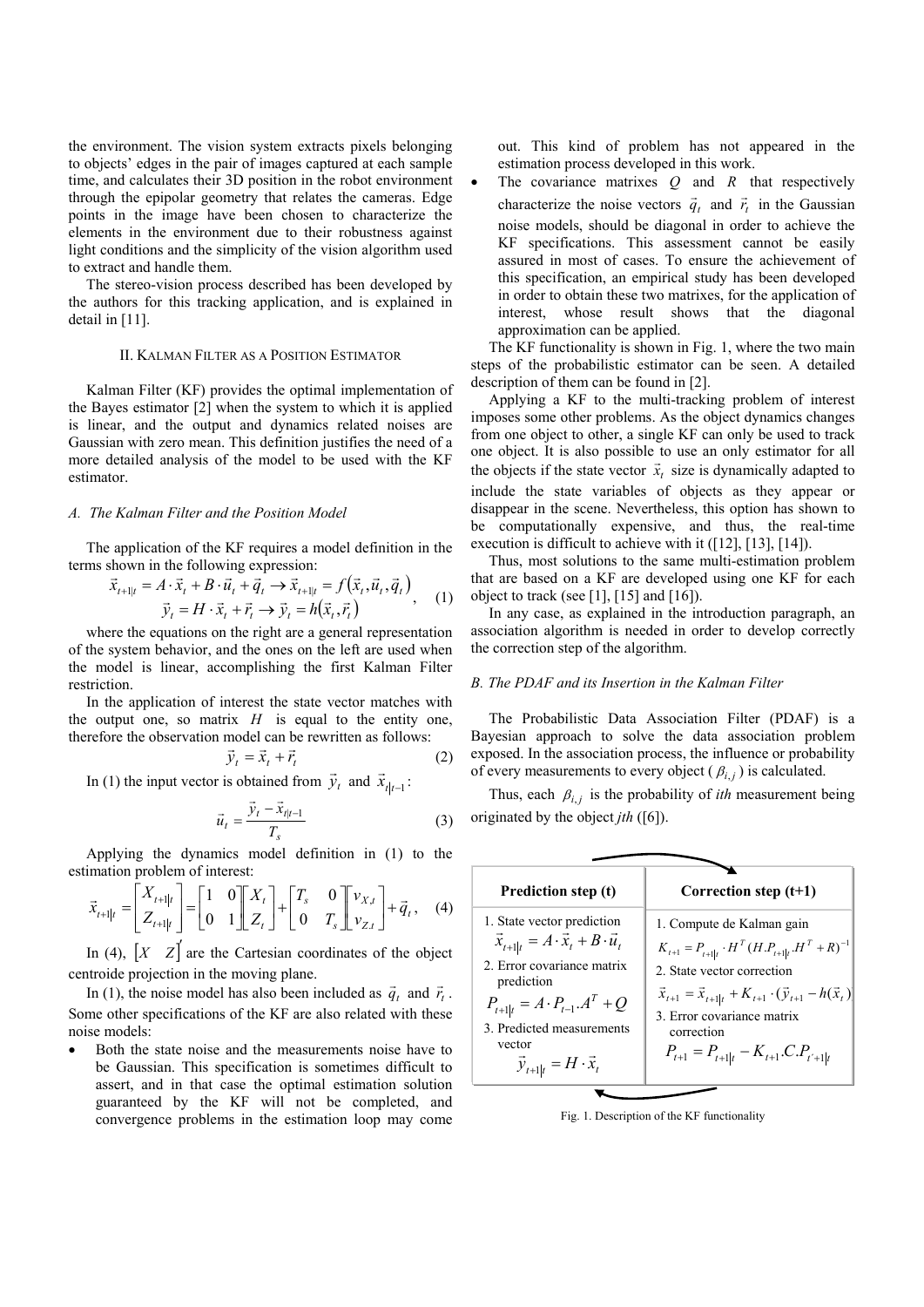the environment. The vision system extracts pixels belonging to objects' edges in the pair of images captured at each sample time, and calculates their 3D position in the robot environment through the epipolar geometry that relates the cameras. Edge points in the image have been chosen to characterize the elements in the environment due to their robustness against light conditions and the simplicity of the vision algorithm used to extract and handle them.

The stereo-vision process described has been developed by the authors for this tracking application, and is explained in detail in [11].

## II. Kalman Filter as a Position Estimator

Kalman Filter (KF) provides the optimal implementation of the Bayes estimator [2] when the system to which it is applied is linear, and the output and dynamics related noises are Gaussian with zero mean. This definition justifies the need of a more detailed analysis of the model to be used with the KF estimator.

### *A. The Kalman Filter and the Position Model*

The application of the KF requires a model definition in the terms shown in the following expression:

$$\begin{aligned} \vec{x}_{t+1|t} = A \cdot \vec{x}_t + B \cdot \vec{u}_t + \vec{q}_t \rightarrow \vec{x}_{t+1|t} = f(\vec{x}_t, \vec{u}_t, \vec{q}_t) \\ \vec{y}_t = H \cdot \vec{x}_t + \vec{r}_t \rightarrow \vec{y}_t = h(\vec{x}_t, \vec{r}_t) \end{aligned}, \quad (1)$$

where the equations on the right are a general representation of the system behavior, and the ones on the left are used when the model is linear, accomplishing the first Kalman Filter restriction.

In the application of interest the state vector matches with the output one, so matrix $H$ is equal to the entity one, therefore the observation model can be rewritten as follows:

$$\vec{y}_t = \vec{x}_t + \vec{r}_t \quad (2)$$

In (1) the input vector is obtained from $\vec{y}_t$ and $\vec{x}_{t|t-1}$:

$$\vec{u}_t = \frac{\vec{y}_t - \vec{x}_{t|t-1}}{T_s} \quad (3)$$

Applying the dynamics model definition in (1) to the estimation problem of interest:

$$\vec{x}_{t+1|t} = \begin{bmatrix} X_{t+1|t} \\ Z_{t+1|t} \end{bmatrix} = \begin{bmatrix} 1 & 0 \\ 0 & 1 \end{bmatrix} \begin{bmatrix} X_t \\ Z_t \end{bmatrix} + \begin{bmatrix} T_s & 0 \\ 0 & T_s \end{bmatrix} \begin{bmatrix} v_{X,t} \\ v_{Z,t} \end{bmatrix} + \vec{q}_t, \quad (4)$$

In (4), $\begin{bmatrix} X & Z \end{bmatrix}^T$ are the Cartesian coordinates of the object centroide projection in the moving plane.

In (1), the noise model has also been included as $\vec{q}_t$ and $\vec{r}_t$. Some other specifications of the KF are also related with these noise models:

- Both the state noise and the measurements noise have to be Gaussian. This specification is sometimes difficult to assert, and in that case the optimal estimation solution guaranteed by the KF will not be completed, and convergence problems in the estimation loop may come out. This kind of problem has not appeared in the estimation process developed in this work.
- The covariance matrixes $Q$ and $R$ that respectively characterize the noise vectors $\vec{q}_t$ and $\vec{r}_t$ in the Gaussian noise models, should be diagonal in order to achieve the KF specifications. This assessment cannot be easily assured in most of cases. To ensure the achievement of this specification, an empirical study has been developed in order to obtain these two matrixes, for the application of interest, whose result shows that the diagonal approximation can be applied.

The KF functionality is shown in Fig. 1, where the two main steps of the probabilistic estimator can be seen. A detailed description of them can be found in [2].

Applying a KF to the multi-tracking problem of interest imposes some other problems. As the object dynamics changes from one object to other, a single KF can only be used to track one object. It is also possible to use an only estimator for all the objects if the state vector $\vec{x}_t$ size is dynamically adapted to include the state variables of objects as they appear or disappear in the scene. Nevertheless, this option has shown to be computationally expensive, and thus, the real-time execution is difficult to achieve with it ([12], [13], [14]).

Thus, most solutions to the same multi-estimation problem that are based on a KF are developed using one KF for each object to track (see [1], [15] and [16]).

In any case, as explained in the introduction paragraph, an association algorithm is needed in order to develop correctly the correction step of the algorithm.

### *B. The PDAF and its Insertion in the Kalman Filter*

The Probabilistic Data Association Filter (PDAF) is a Bayesian approach to solve the data association problem exposed. In the association process, the influence or probability of every measurements to every object ($\beta_{i,j}$) is calculated.

Thus, each $\beta_{i,j}$ is the probability of *ith* measurement being originated by the object *jth* ([6]).

| Prediction step (t) | Correction step (t+1) |
|---|---|
| 1. State vector prediction $\vec{x}_{t+1\|t} = A \cdot \vec{x}_t + B \cdot \vec{u}_t$ | 1. Compute de Kalman gain $K_{t+1} = P_{t+1\|t} \cdot H^T (H.P_{t+1\|t}.H^T + R)^{-1}$ |
| 2. Error covariance matrix prediction $P_{t+1\|t} = A \cdot P_{t-1}.A^T + Q$ | 2. State vector correction $\vec{x}_{t+1} = \vec{x}_{t+1\|t} + K_{t+1} \cdot (\vec{y}_{t+1} - h(\vec{x}_t))$ |
| 3. Predicted measurements vector $\vec{y}_{t+1\|t} = H \cdot \vec{x}_t$ | 3. Error covariance matrix correction $P_{t+1} = P_{t+1\|t} - K_{t+1}.C.P_{t'+1\|t}$ |

Fig. 1. Description of the KF functionality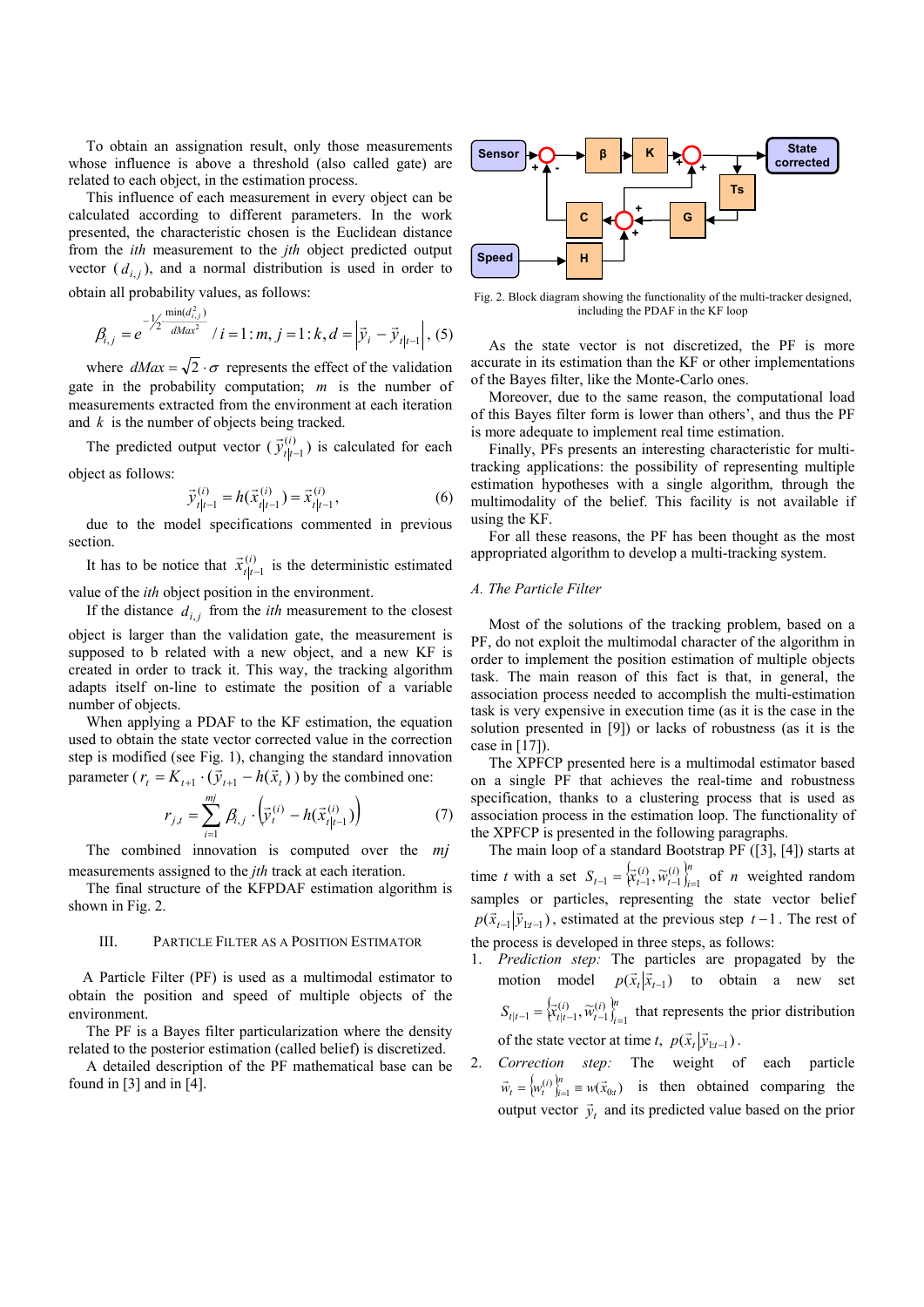To obtain an assignation result, only those measurements whose influence is above a threshold (also called gate) are related to each object, in the estimation process.

This influence of each measurement in every object can be calculated according to different parameters. In the work presented, the characteristic chosen is the Euclidean distance from the *ith* measurement to the *jth* object predicted output vector ($d_{i,j}$), and a normal distribution is used in order to obtain all probability values, as follows:

$$\beta_{i,j} = e^{-\frac{1}{2}\frac{\min(d_{i,j}^2)}{dMax^2}} \; / \; i = 1:m, j = 1:k, d = \left|\vec{y}_i - \vec{y}_{t|t-1}\right|, \quad (5)$$

where $dMax = \sqrt{2} \cdot \sigma$ represents the effect of the validation gate in the probability computation; $m$ is the number of measurements extracted from the environment at each iteration and $k$ is the number of objects being tracked.

The predicted output vector ($\vec{y}_{t|t-1}^{(i)}$) is calculated for each object as follows:

$$\vec{y}_{t|t-1}^{(i)} = h(\vec{x}_{t|t-1}^{(i)}) = \vec{x}_{t|t-1}^{(i)}, \quad (6)$$

due to the model specifications commented in previous section.

It has to be notice that $\vec{x}_{t|t-1}^{(i)}$ is the deterministic estimated value of the *ith* object position in the environment.

If the distance $d_{i,j}$ from the *ith* measurement to the closest object is larger than the validation gate, the measurement is supposed to b related with a new object, and a new KF is created in order to track it. This way, the tracking algorithm adapts itself on-line to estimate the position of a variable number of objects.

When applying a PDAF to the KF estimation, the equation used to obtain the state vector corrected value in the correction step is modified (see Fig. 1), changing the standard innovation parameter ($r_t = K_{t+1} \cdot (\vec{y}_{t+1} - h(\vec{x}_t))$) by the combined one:

$$r_{j,t} = \sum_{i=1}^{mj} \beta_{i,j} \cdot \left(\vec{y}_t^{(i)} - h(\vec{x}_{t|t-1}^{(i)})\right) \quad (7)$$

The combined innovation is computed over the $mj$ measurements assigned to the *jth* track at each iteration.

The final structure of the KFPDAF estimation algorithm is shown in Fig. 2.

## III. Particle Filter as a Position Estimator

A Particle Filter (PF) is used as a multimodal estimator to obtain the position and speed of multiple objects of the environment.

The PF is a Bayes filter particularization where the density related to the posterior estimation (called belief) is discretized.

A detailed description of the PF mathematical base can be found in [3] and in [4].

Fig. 2. Block diagram showing the functionality of the multi-tracker designed, including the PDAF in the KF loop

As the state vector is not discretized, the PF is more accurate in its estimation than the KF or other implementations of the Bayes filter, like the Monte-Carlo ones.

Moreover, due to the same reason, the computational load of this Bayes filter form is lower than others', and thus the PF is more adequate to implement real time estimation.

Finally, PFs presents an interesting characteristic for multi-tracking applications: the possibility of representing multiple estimation hypotheses with a single algorithm, through the multimodality of the belief. This facility is not available if using the KF.

For all these reasons, the PF has been thought as the most appropriated algorithm to develop a multi-tracking system.

### A. The Particle Filter

Most of the solutions of the tracking problem, based on a PF, do not exploit the multimodal character of the algorithm in order to implement the position estimation of multiple objects task. The main reason of this fact is that, in general, the association process needed to accomplish the multi-estimation task is very expensive in execution time (as it is the case in the solution presented in [9]) or lacks of robustness (as it is the case in [17]).

The XPFCP presented here is a multimodal estimator based on a single PF that achieves the real-time and robustness specification, thanks to a clustering process that is used as association process in the estimation loop. The functionality of the XPFCP is presented in the following paragraphs.

The main loop of a standard Bootstrap PF ([3], [4]) starts at time $t$ with a set $S_{t-1} = \left\{\vec{x}_{t-1}^{(i)}, \tilde{w}_{t-1}^{(i)}\right\}_{i=1}^{n}$ of $n$ weighted random samples or particles, representing the state vector belief $p(\vec{x}_{t-1}|\vec{y}_{1:t-1})$, estimated at the previous step $t-1$. The rest of the process is developed in three steps, as follows:

1. *Prediction step:* The particles are propagated by the motion model $p(\vec{x}_t|\vec{x}_{t-1})$ to obtain a new set $S_{t|t-1} = \left\{\vec{x}_{t|t-1}^{(i)}, \tilde{w}_{t-1}^{(i)}\right\}_{i=1}^{n}$ that represents the prior distribution of the state vector at time $t$, $p(\vec{x}_t|\vec{y}_{1:t-1})$.
2. *Correction step:* The weight of each particle $\vec{w}_t = \left\{w_t^{(i)}\right\}_{i=1}^{n} \equiv w(\vec{x}_{0:t})$ is then obtained comparing the output vector $\vec{y}_t$ and its predicted value based on the prior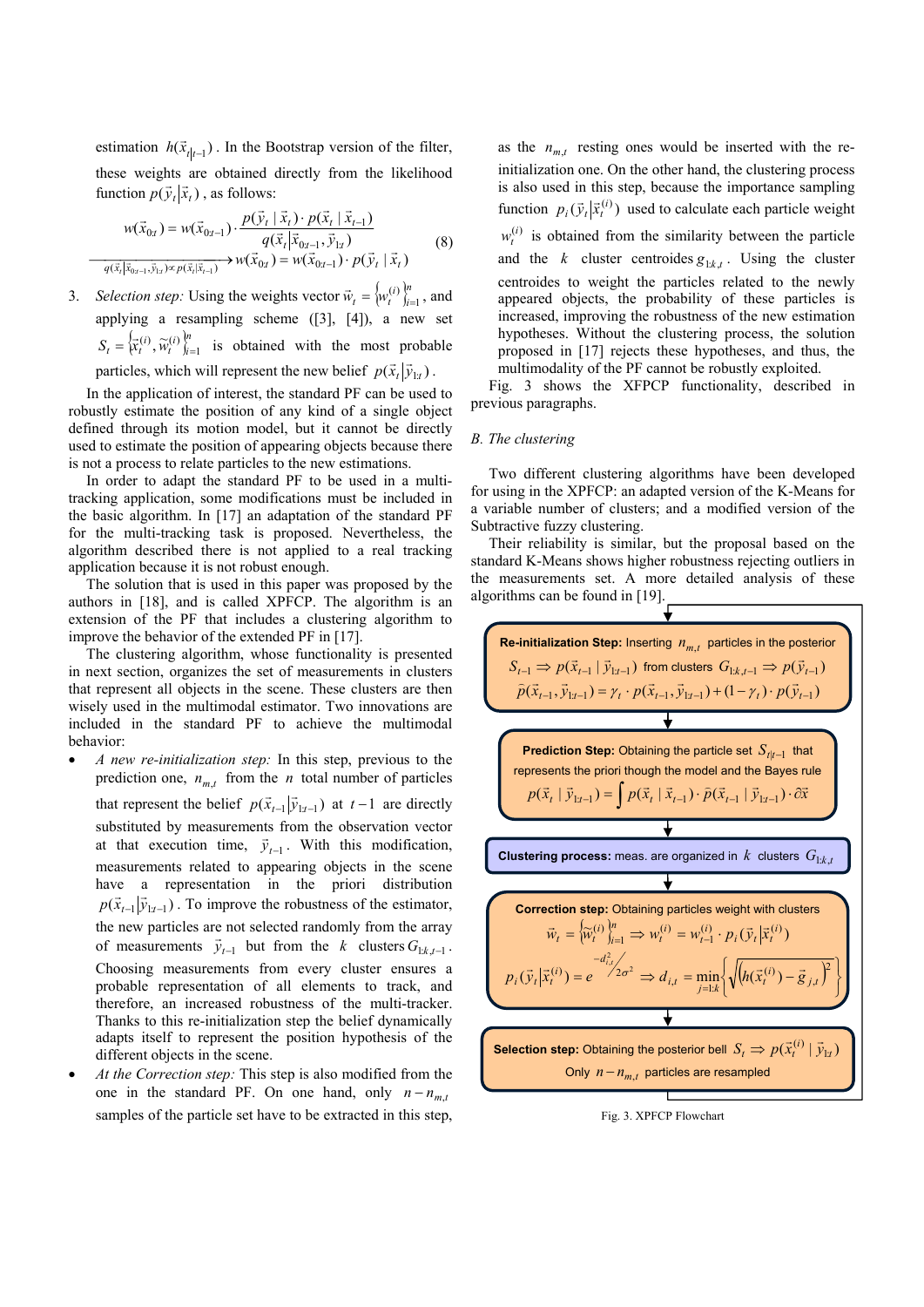estimation $h(\vec{x}_{t|t-1})$. In the Bootstrap version of the filter, these weights are obtained directly from the likelihood function $p(\vec{y}_t|\vec{x}_t)$, as follows:

$$w(\vec{x}_{0:t}) = w(\vec{x}_{0:t-1}) \cdot \frac{p(\vec{y}_t \mid \vec{x}_t) \cdot p(\vec{x}_t \mid \vec{x}_{t-1})}{q(\vec{x}_t|\vec{x}_{0:t-1}, \vec{y}_{1:t})} \xrightarrow{q(\vec{x}_t|\vec{x}_{0:t-1},\vec{y}_{1:t}) \propto p(\vec{x}_t|\vec{x}_{t-1})} w(\vec{x}_{0:t}) = w(\vec{x}_{0:t-1}) \cdot p(\vec{y}_t \mid \vec{x}_t) \quad (8)$$

3. *Selection step:* Using the weights vector $\vec{w}_t = \{w_t^{(i)}\}_{i=1}^n$, and applying a resampling scheme ([3], [4]), a new set $S_t = \{\vec{x}_t^{(i)}, \tilde{w}_t^{(i)}\}_{i=1}^n$ is obtained with the most probable particles, which will represent the new belief $p(\vec{x}_t|\vec{y}_{1:t})$.

In the application of interest, the standard PF can be used to robustly estimate the position of any kind of a single object defined through its motion model, but it cannot be directly used to estimate the position of appearing objects because there is not a process to relate particles to the new estimations.

In order to adapt the standard PF to be used in a multi-tracking application, some modifications must be included in the basic algorithm. In [17] an adaptation of the standard PF for the multi-tracking task is proposed. Nevertheless, the algorithm described there is not applied to a real tracking application because it is not robust enough.

The solution that is used in this paper was proposed by the authors in [18], and is called XPFCP. The algorithm is an extension of the PF that includes a clustering algorithm to improve the behavior of the extended PF in [17].

The clustering algorithm, whose functionality is presented in next section, organizes the set of measurements in clusters that represent all objects in the scene. These clusters are then wisely used in the multimodal estimator. Two innovations are included in the standard PF to achieve the multimodal behavior:

- *A new re-initialization step:* In this step, previous to the prediction one, $n_{m,t}$ from the $n$ total number of particles that represent the belief $p(\vec{x}_{t-1}|\vec{y}_{1:t-1})$ at $t-1$ are directly substituted by measurements from the observation vector at that execution time, $\vec{y}_{t-1}$. With this modification, measurements related to appearing objects in the scene have a representation in the priori distribution $p(\vec{x}_{t-1}|\vec{y}_{1:t-1})$. To improve the robustness of the estimator, the new particles are not selected randomly from the array of measurements $\vec{y}_{t-1}$ but from the $k$ clusters $G_{1:k,t-1}$. Choosing measurements from every cluster ensures a probable representation of all elements to track, and therefore, an increased robustness of the multi-tracker. Thanks to this re-initialization step the belief dynamically adapts itself to represent the position hypothesis of the different objects in the scene.
- *At the Correction step:* This step is also modified from the one in the standard PF. On one hand, only $n-n_{m,t}$ samples of the particle set have to be extracted in this step, as the $n_{m,t}$ resting ones would be inserted with the re-initialization one. On the other hand, the clustering process is also used in this step, because the importance sampling function $p_i(\vec{y}_t|\vec{x}_t^{(i)})$ used to calculate each particle weight $w_t^{(i)}$ is obtained from the similarity between the particle and the $k$ cluster centroides $g_{1:k,t}$. Using the cluster centroides to weight the particles related to the newly appeared objects, the probability of these particles is increased, improving the robustness of the new estimation hypotheses. Without the clustering process, the solution proposed in [17] rejects these hypotheses, and thus, the multimodality of the PF cannot be robustly exploited.

Fig. 3 shows the XFPCP functionality, described in previous paragraphs.

## B. The clustering

Two different clustering algorithms have been developed for using in the XPFCP: an adapted version of the K-Means for a variable number of clusters; and a modified version of the Subtractive fuzzy clustering.

Their reliability is similar, but the proposal based on the standard K-Means shows higher robustness rejecting outliers in the measurements set. A more detailed analysis of these algorithms can be found in [19].

**Re-initialization Step:** Inserting $n_{m,t}$ particles in the posterior
$S_{t-1} \Rightarrow p(\vec{x}_{t-1} \mid \vec{y}_{1:t-1})$ from clusters $G_{1:k,t-1} \Rightarrow p(\vec{y}_{t-1})$
$\bar{p}(\vec{x}_{t-1}, \vec{y}_{1:t-1}) = \gamma_t \cdot p(\vec{x}_{t-1}, \vec{y}_{1:t-1}) + (1-\gamma_t) \cdot p(\vec{y}_{t-1})$

**Prediction Step:** Obtaining the particle set $S_{t|t-1}$ that represents the priori though the model and the Bayes rule
$p(\vec{x}_t \mid \vec{y}_{1:t-1}) = \int p(\vec{x}_t \mid \vec{x}_{t-1}) \cdot \bar{p}(\vec{x}_{t-1} \mid \vec{y}_{1:t-1}) \cdot \partial\vec{x}$

**Clustering process:** meas. are organized in $k$ clusters $G_{1:k,t}$

**Correction step:** Obtaining particles weight with clusters
$\vec{w}_t = \{\tilde{w}_t^{(i)}\}_{i=1}^n \Rightarrow w_t^{(i)} = w_{t-1}^{(i)} \cdot p_i(\vec{y}_t|\vec{x}_t^{(i)})$
$p_i(\vec{y}_t|\vec{x}_t^{(i)}) = e^{-d_{i,t}^2/2\sigma^2} \Rightarrow d_{i,t} = \min_{j=1:k}\left\{\sqrt{\left(h(\vec{x}_t^{(i)}) - \vec{g}_{j,t}\right)^2}\right\}$

**Selection step:** Obtaining the posterior bell $S_t \Rightarrow p(\vec{x}_t^{(i)} \mid \vec{y}_{1:t})$
Only $n-n_{m,t}$ particles are resampled

Fig. 3. XPFCP Flowchart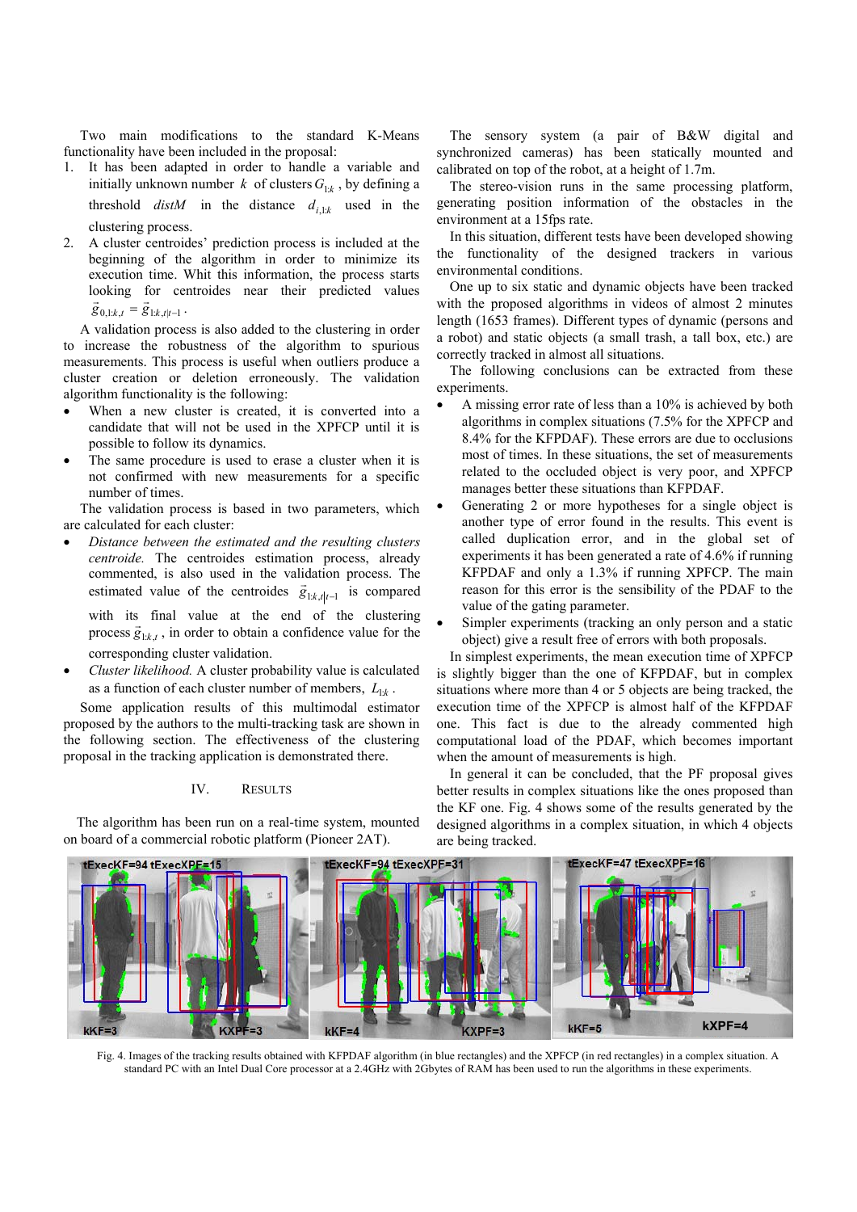Two main modifications to the standard K-Means functionality have been included in the proposal:

1. It has been adapted in order to handle a variable and initially unknown number $k$ of clusters $G_{1:k}$, by defining a threshold *distM* in the distance $d_{i,1:k}$ used in the clustering process.
2. A cluster centroides' prediction process is included at the beginning of the algorithm in order to minimize its execution time. Whit this information, the process starts looking for centroides near their predicted values $\vec{g}_{0,1:k,t} = \vec{g}_{1:k,t|t-1}$.

A validation process is also added to the clustering in order to increase the robustness of the algorithm to spurious measurements. This process is useful when outliers produce a cluster creation or deletion erroneously. The validation algorithm functionality is the following:

- When a new cluster is created, it is converted into a candidate that will not be used in the XPFCP until it is possible to follow its dynamics.
- The same procedure is used to erase a cluster when it is not confirmed with new measurements for a specific number of times.

The validation process is based in two parameters, which are calculated for each cluster:

- *Distance between the estimated and the resulting clusters centroide.* The centroides estimation process, already commented, is also used in the validation process. The estimated value of the centroides $\vec{g}_{1:k,t|t-1}$ is compared with its final value at the end of the clustering process $\vec{g}_{1:k,t}$, in order to obtain a confidence value for the corresponding cluster validation.
- *Cluster likelihood.* A cluster probability value is calculated as a function of each cluster number of members, $L_{1:k}$.

Some application results of this multimodal estimator proposed by the authors to the multi-tracking task are shown in the following section. The effectiveness of the clustering proposal in the tracking application is demonstrated there.

## IV. Results

The algorithm has been run on a real-time system, mounted on board of a commercial robotic platform (Pioneer 2AT).

The sensory system (a pair of B&W digital and synchronized cameras) has been statically mounted and calibrated on top of the robot, at a height of 1.7m.

The stereo-vision runs in the same processing platform, generating position information of the obstacles in the environment at a 15fps rate.

In this situation, different tests have been developed showing the functionality of the designed trackers in various environmental conditions.

One up to six static and dynamic objects have been tracked with the proposed algorithms in videos of almost 2 minutes length (1653 frames). Different types of dynamic (persons and a robot) and static objects (a small trash, a tall box, etc.) are correctly tracked in almost all situations.

The following conclusions can be extracted from these experiments.

- A missing error rate of less than a 10% is achieved by both algorithms in complex situations (7.5% for the XPFCP and 8.4% for the KFPDAF). These errors are due to occlusions most of times. In these situations, the set of measurements related to the occluded object is very poor, and XPFCP manages better these situations than KFPDAF.
- Generating 2 or more hypotheses for a single object is another type of error found in the results. This event is called duplication error, and in the global set of experiments it has been generated a rate of 4.6% if running KFPDAF and only a 1.3% if running XPFCP. The main reason for this error is the sensibility of the PDAF to the value of the gating parameter.
- Simpler experiments (tracking an only person and a static object) give a result free of errors with both proposals.

In simplest experiments, the mean execution time of XPFCP is slightly bigger than the one of KFPDAF, but in complex situations where more than 4 or 5 objects are being tracked, the execution time of the XPFCP is almost half of the KFPDAF one. This fact is due to the already commented high computational load of the PDAF, which becomes important when the amount of measurements is high.

In general it can be concluded, that the PF proposal gives better results in complex situations like the ones proposed than the KF one. Fig. 4 shows some of the results generated by the designed algorithms in a complex situation, in which 4 objects are being tracked.

Fig. 4. Images of the tracking results obtained with KFPDAF algorithm (in blue rectangles) and the XPFCP (in red rectangles) in a complex situation. A standard PC with an Intel Dual Core processor at a 2.4GHz with 2Gbytes of RAM has been used to run the algorithms in these experiments.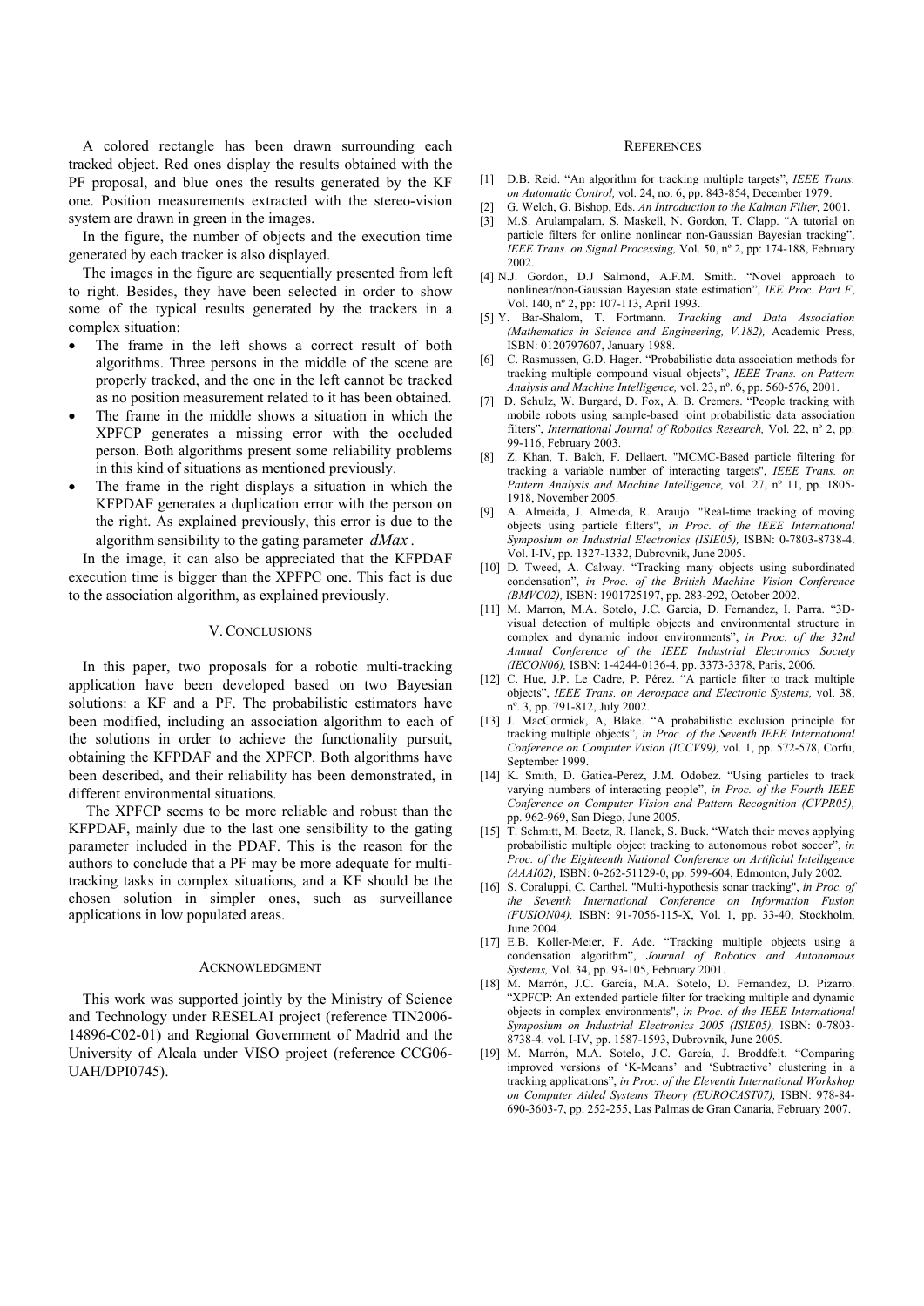A colored rectangle has been drawn surrounding each tracked object. Red ones display the results obtained with the PF proposal, and blue ones the results generated by the KF one. Position measurements extracted with the stereo-vision system are drawn in green in the images.

In the figure, the number of objects and the execution time generated by each tracker is also displayed.

The images in the figure are sequentially presented from left to right. Besides, they have been selected in order to show some of the typical results generated by the trackers in a complex situation:

- The frame in the left shows a correct result of both algorithms. Three persons in the middle of the scene are properly tracked, and the one in the left cannot be tracked as no position measurement related to it has been obtained.
- The frame in the middle shows a situation in which the XPFCP generates a missing error with the occluded person. Both algorithms present some reliability problems in this kind of situations as mentioned previously.
- The frame in the right displays a situation in which the KFPDAF generates a duplication error with the person on the right. As explained previously, this error is due to the algorithm sensibility to the gating parameter $dMax$.

In the image, it can also be appreciated that the KFPDAF execution time is bigger than the XPFPC one. This fact is due to the association algorithm, as explained previously.

## V. Conclusions

In this paper, two proposals for a robotic multi-tracking application have been developed based on two Bayesian solutions: a KF and a PF. The probabilistic estimators have been modified, including an association algorithm to each of the solutions in order to achieve the functionality pursuit, obtaining the KFPDAF and the XPFCP. Both algorithms have been described, and their reliability has been demonstrated, in different environmental situations.

The XPFCP seems to be more reliable and robust than the KFPDAF, mainly due to the last one sensibility to the gating parameter included in the PDAF. This is the reason for the authors to conclude that a PF may be more adequate for multi-tracking tasks in complex situations, and a KF should be the chosen solution in simpler ones, such as surveillance applications in low populated areas.

## Acknowledgment

This work was supported jointly by the Ministry of Science and Technology under RESELAI project (reference TIN2006-14896-C02-01) and Regional Government of Madrid and the University of Alcala under VISO project (reference CCG06-UAH/DPI0745).

## References

[1] D.B. Reid. "An algorithm for tracking multiple targets", *IEEE Trans. on Automatic Control,* vol. 24, no. 6, pp. 843-854, December 1979.

[2] G. Welch, G. Bishop, Eds. *An Introduction to the Kalman Filter,* 2001.

[3] M.S. Arulampalam, S. Maskell, N. Gordon, T. Clapp. "A tutorial on particle filters for online nonlinear non-Gaussian Bayesian tracking", *IEEE Trans. on Signal Processing,* Vol. 50, nº 2, pp: 174-188, February 2002.

[4] N.J. Gordon, D.J Salmond, A.F.M. Smith. "Novel approach to nonlinear/non-Gaussian Bayesian state estimation", *IEE Proc. Part F*, Vol. 140, nº 2, pp: 107-113, April 1993.

[5] Y. Bar-Shalom, T. Fortmann. *Tracking and Data Association (Mathematics in Science and Engineering, V.182),* Academic Press, ISBN: 0120797607, January 1988.

[6] C. Rasmussen, G.D. Hager. "Probabilistic data association methods for tracking multiple compound visual objects", *IEEE Trans. on Pattern Analysis and Machine Intelligence,* vol. 23, nº. 6, pp. 560-576, 2001.

[7] D. Schulz, W. Burgard, D. Fox, A. B. Cremers. "People tracking with mobile robots using sample-based joint probabilistic data association filters", *International Journal of Robotics Research,* Vol. 22, nº 2, pp: 99-116, February 2003.

[8] Z. Khan, T. Balch, F. Dellaert. "MCMC-Based particle filtering for tracking a variable number of interacting targets", *IEEE Trans. on Pattern Analysis and Machine Intelligence,* vol. 27, nº 11, pp. 1805-1918, November 2005.

[9] A. Almeida, J. Almeida, R. Araujo. "Real-time tracking of moving objects using particle filters", *in Proc. of the IEEE International Symposium on Industrial Electronics (ISIE05),* ISBN: 0-7803-8738-4. Vol. I-IV, pp. 1327-1332, Dubrovnik, June 2005.

[10] D. Tweed, A. Calway. "Tracking many objects using subordinated condensation", *in Proc. of the British Machine Vision Conference (BMVC02),* ISBN: 1901725197, pp. 283-292, October 2002.

[11] M. Marron, M.A. Sotelo, J.C. Garcia, D. Fernandez, I. Parra. "3D-visual detection of multiple objects and environmental structure in complex and dynamic indoor environments", *in Proc. of the 32nd Annual Conference of the IEEE Industrial Electronics Society (IECON06),* ISBN: 1-4244-0136-4, pp. 3373-3378, Paris, 2006.

[12] C. Hue, J.P. Le Cadre, P. Pérez. "A particle filter to track multiple objects", *IEEE Trans. on Aerospace and Electronic Systems,* vol. 38, nº. 3, pp. 791-812, July 2002.

[13] J. MacCormick, A, Blake. "A probabilistic exclusion principle for tracking multiple objects", *in Proc. of the Seventh IEEE International Conference on Computer Vision (ICCV99),* vol. 1, pp. 572-578, Corfu, September 1999.

[14] K. Smith, D. Gatica-Perez, J.M. Odobez. "Using particles to track varying numbers of interacting people", *in Proc. of the Fourth IEEE Conference on Computer Vision and Pattern Recognition (CVPR05),* pp. 962-969, San Diego, June 2005.

[15] T. Schmitt, M. Beetz, R. Hanek, S. Buck. "Watch their moves applying probabilistic multiple object tracking to autonomous robot soccer", *in Proc. of the Eighteenth National Conference on Artificial Intelligence (AAAI02),* ISBN: 0-262-51129-0, pp. 599-604, Edmonton, July 2002.

[16] S. Coraluppi, C. Carthel. "Multi-hypothesis sonar tracking", *in Proc. of the Seventh International Conference on Information Fusion (FUSION04),* ISBN: 91-7056-115-X, Vol. 1, pp. 33-40, Stockholm, June 2004.

[17] E.B. Koller-Meier, F. Ade. "Tracking multiple objects using a condensation algorithm", *Journal of Robotics and Autonomous Systems,* Vol. 34, pp. 93-105, February 2001.

[18] M. Marrón, J.C. García, M.A. Sotelo, D. Fernandez, D. Pizarro. "XPFCP: An extended particle filter for tracking multiple and dynamic objects in complex environments", *in Proc. of the IEEE International Symposium on Industrial Electronics 2005 (ISIE05),* ISBN: 0-7803-8738-4. vol. I-IV, pp. 1587-1593, Dubrovnik, June 2005.

[19] M. Marrón, M.A. Sotelo, J.C. García, J. Broddfelt. "Comparing improved versions of 'K-Means' and 'Subtractive' clustering in a tracking applications", *in Proc. of the Eleventh International Workshop on Computer Aided Systems Theory (EUROCAST07),* ISBN: 978-84-690-3603-7, pp. 252-255, Las Palmas de Gran Canaria, February 2007.